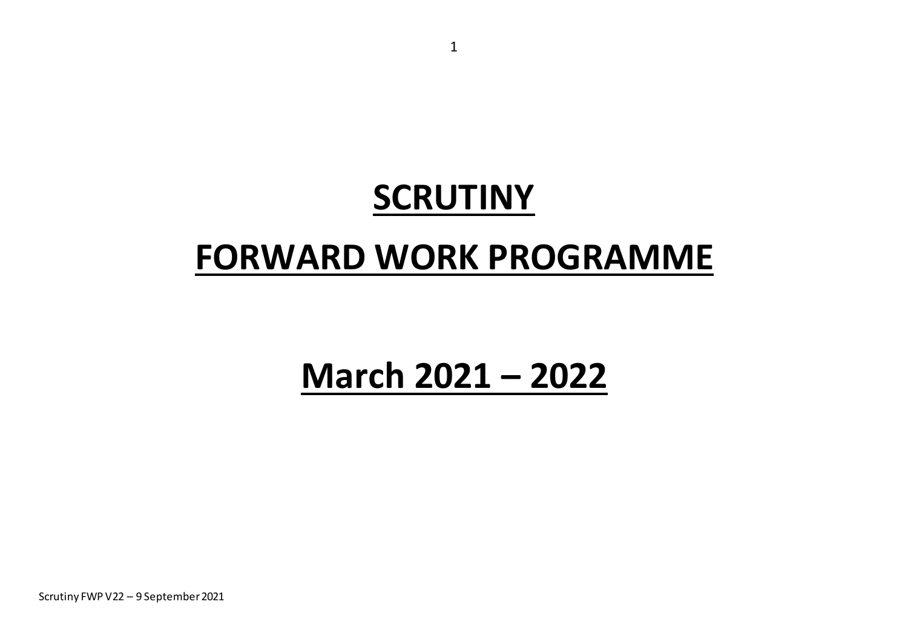# SCRUTINY

# FORWARD WORK PROGRAMME

# March 2021 – 2022

Scrutiny FWP V22 – 9 September 2021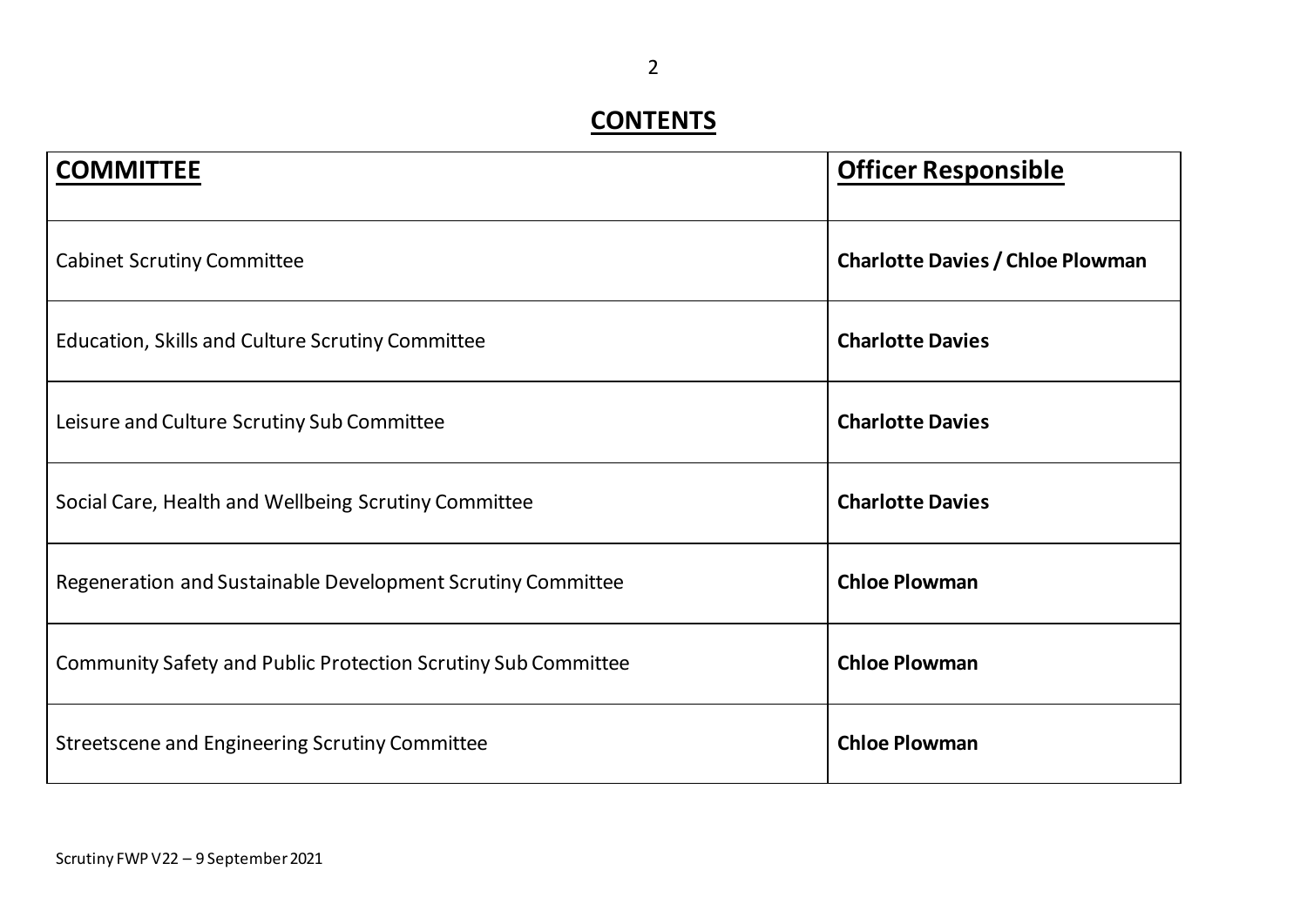# CONTENTS

| COMMITTEE | Officer Responsible |
|---|---|
| Cabinet Scrutiny Committee | **Charlotte Davies / Chloe Plowman** |
| Education, Skills and Culture Scrutiny Committee | **Charlotte Davies** |
| Leisure and Culture Scrutiny Sub Committee | **Charlotte Davies** |
| Social Care, Health and Wellbeing Scrutiny Committee | **Charlotte Davies** |
| Regeneration and Sustainable Development Scrutiny Committee | **Chloe Plowman** |
| Community Safety and Public Protection Scrutiny Sub Committee | **Chloe Plowman** |
| Streetscene and Engineering Scrutiny Committee | **Chloe Plowman** |

Scrutiny FWP V22 – 9 September 2021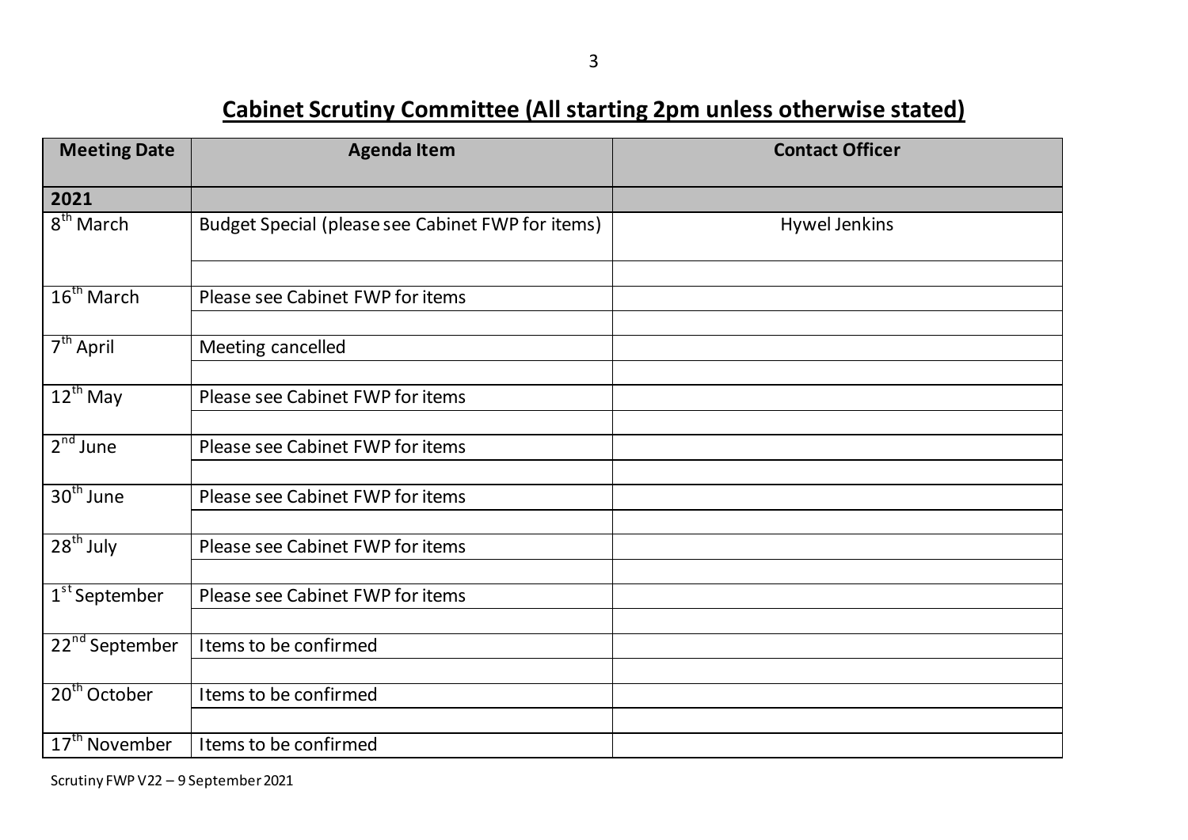## Cabinet Scrutiny Committee (All starting 2pm unless otherwise stated)

| Meeting Date | Agenda Item | Contact Officer |
|---|---|---|
| **2021** | | |
| 8th March | Budget Special (please see Cabinet FWP for items) | Hywel Jenkins |
| | | |
| 16th March | Please see Cabinet FWP for items | |
| | | |
| 7th April | Meeting cancelled | |
| | | |
| 12th May | Please see Cabinet FWP for items | |
| | | |
| 2nd June | Please see Cabinet FWP for items | |
| | | |
| 30th June | Please see Cabinet FWP for items | |
| | | |
| 28th July | Please see Cabinet FWP for items | |
| | | |
| 1st September | Please see Cabinet FWP for items | |
| | | |
| 22nd September | Items to be confirmed | |
| | | |
| 20th October | Items to be confirmed | |
| | | |
| 17th November | Items to be confirmed | |

Scrutiny FWP V22 – 9 September 2021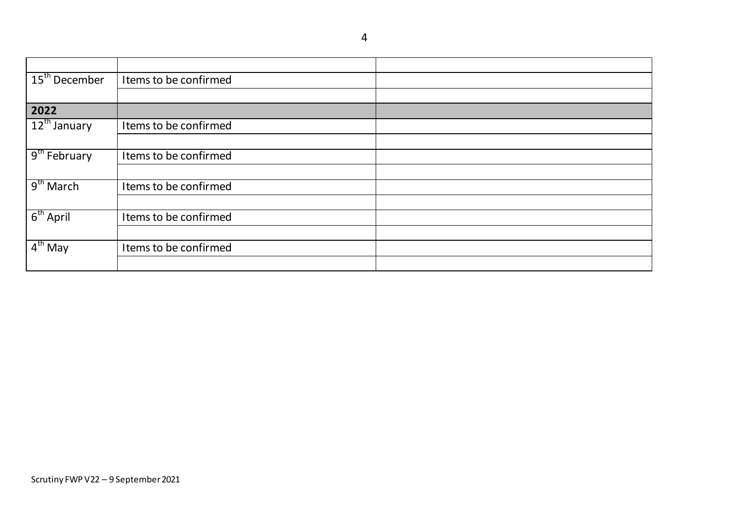| | | |
|---|---|---|
| 15th December | Items to be confirmed | |
| | | |
| **2022** | | |
| 12th January | Items to be confirmed | |
| | | |
| 9th February | Items to be confirmed | |
| | | |
| 9th March | Items to be confirmed | |
| | | |
| 6th April | Items to be confirmed | |
| | | |
| 4th May | Items to be confirmed | |
| | | |

Scrutiny FWP V22 – 9 September 2021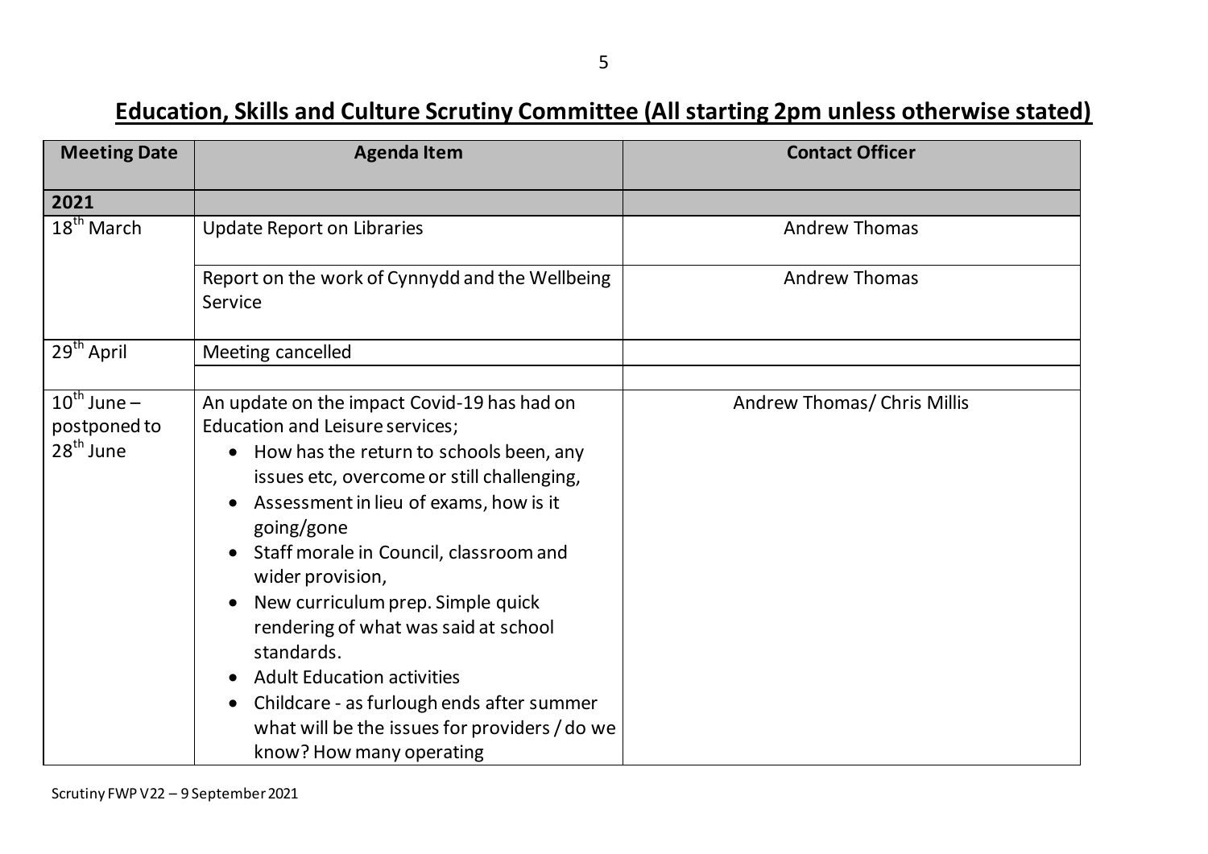## Education, Skills and Culture Scrutiny Committee (All starting 2pm unless otherwise stated)

| Meeting Date | Agenda Item | Contact Officer |
|---|---|---|
| **2021** | | |
| 18th March | Update Report on Libraries | Andrew Thomas |
| | Report on the work of Cynnydd and the Wellbeing Service | Andrew Thomas |
| 29th April | Meeting cancelled | |
| | | |
| 10th June – postponed to 28th June | An update on the impact Covid-19 has had on Education and Leisure services;<br>• How has the return to schools been, any issues etc, overcome or still challenging,<br>• Assessment in lieu of exams, how is it going/gone<br>• Staff morale in Council, classroom and wider provision,<br>• New curriculum prep. Simple quick rendering of what was said at school standards.<br>• Adult Education activities<br>• Childcare - as furlough ends after summer what will be the issues for providers / do we know? How many operating | Andrew Thomas/ Chris Millis |

Scrutiny FWP V22 – 9 September 2021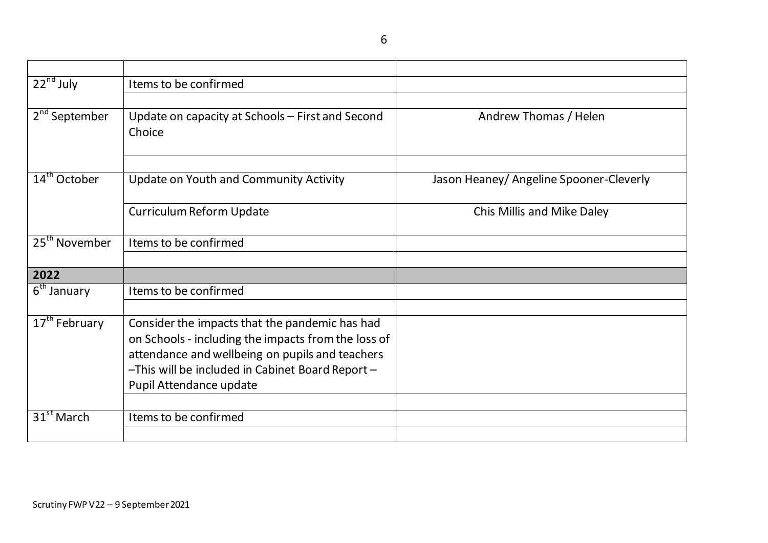| | | |
|---|---|---|
| 22nd July | Items to be confirmed | |
| | | |
| 2nd September | Update on capacity at Schools – First and Second Choice | Andrew Thomas / Helen |
| | | |
| 14th October | Update on Youth and Community Activity | Jason Heaney/ Angeline Spooner-Cleverly |
| | Curriculum Reform Update | Chis Millis and Mike Daley |
| 25th November | Items to be confirmed | |
| | | |
| **2022** | | |
| 6th January | Items to be confirmed | |
| | | |
| 17th February | Consider the impacts that the pandemic has had on Schools - including the impacts from the loss of attendance and wellbeing on pupils and teachers –This will be included in Cabinet Board Report – Pupil Attendance update | |
| | | |
| 31st March | Items to be confirmed | |
| | | |

Scrutiny FWP V22 – 9 September 2021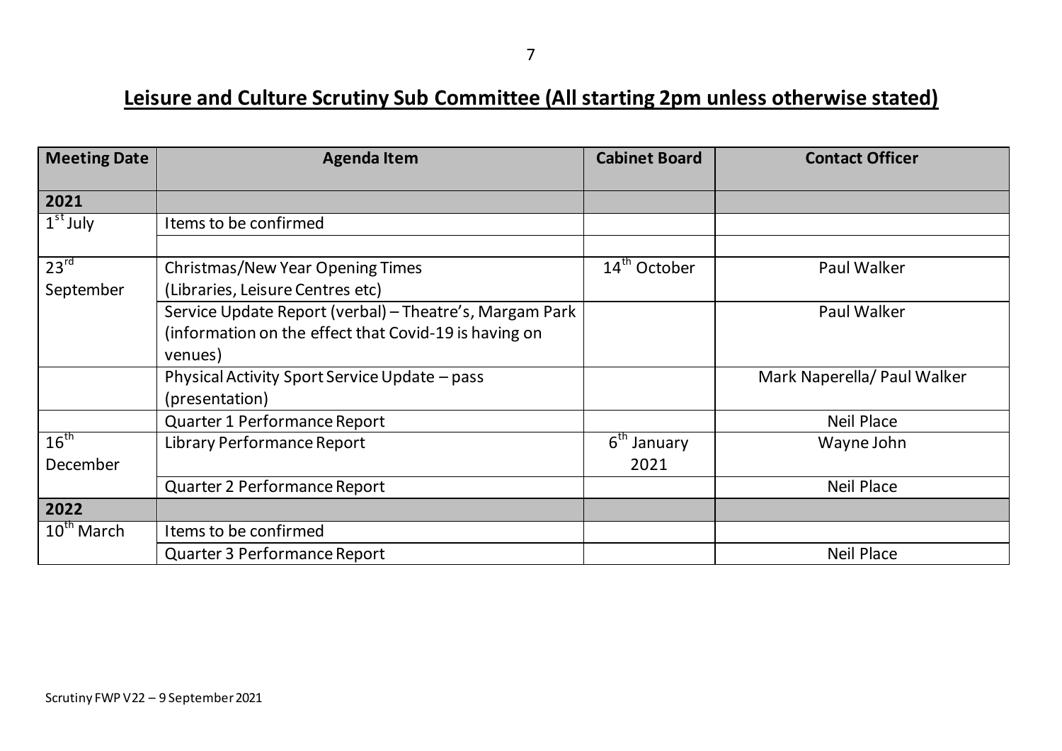# Leisure and Culture Scrutiny Sub Committee (All starting 2pm unless otherwise stated)

| Meeting Date | Agenda Item | Cabinet Board | Contact Officer |
|---|---|---|---|
| **2021** | | | |
| 1st July | Items to be confirmed | | |
| | | | |
| 23rd September | Christmas/New Year Opening Times (Libraries, Leisure Centres etc) | 14th October | Paul Walker |
| | Service Update Report (verbal) – Theatre's, Margam Park (information on the effect that Covid-19 is having on venues) | | Paul Walker |
| | Physical Activity Sport Service Update – pass (presentation) | | Mark Naperella/ Paul Walker |
| | Quarter 1 Performance Report | | Neil Place |
| 16th December | Library Performance Report | 6th January 2021 | Wayne John |
| | Quarter 2 Performance Report | | Neil Place |
| **2022** | | | |
| 10th March | Items to be confirmed | | |
| | Quarter 3 Performance Report | | Neil Place |

Scrutiny FWP V22 – 9 September 2021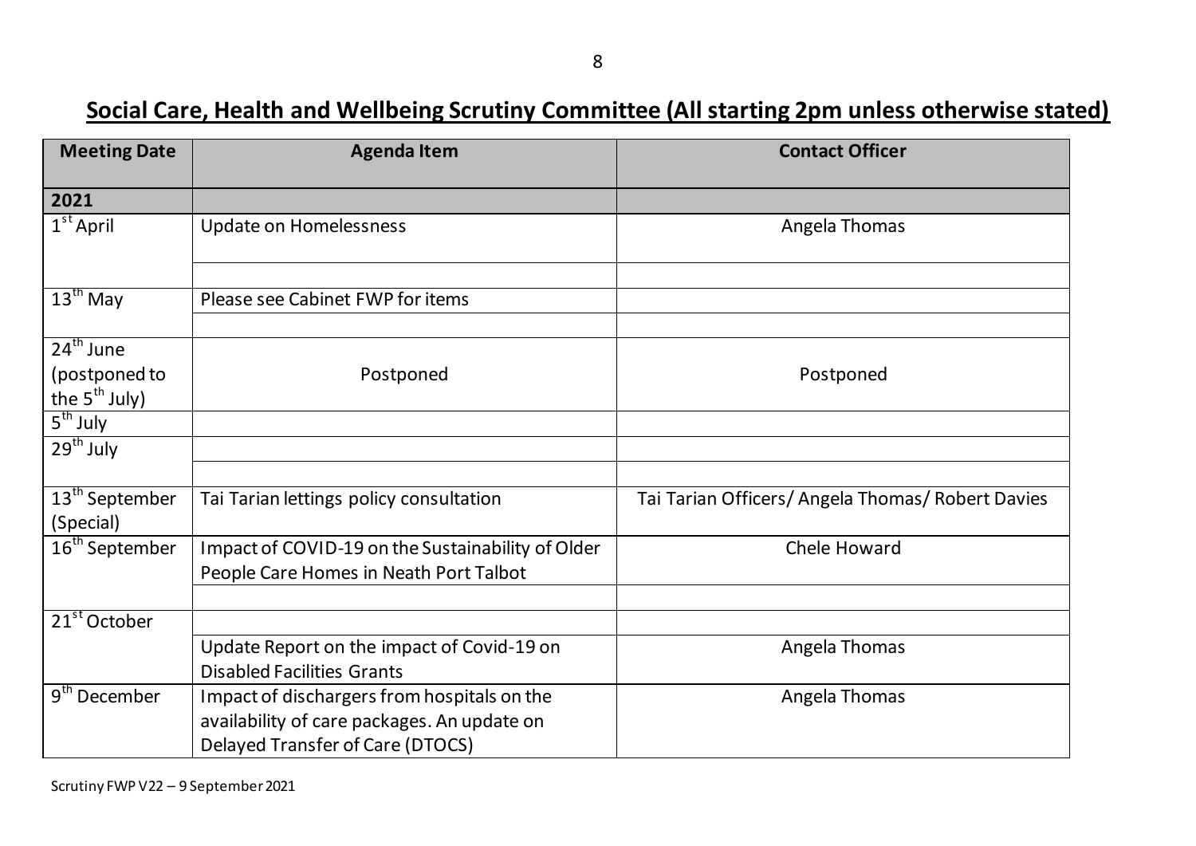## Social Care, Health and Wellbeing Scrutiny Committee (All starting 2pm unless otherwise stated)

| Meeting Date | Agenda Item | Contact Officer |
|---|---|---|
| **2021** | | |
| 1st April | Update on Homelessness | Angela Thomas |
| | | |
| 13th May | Please see Cabinet FWP for items | |
| | | |
| 24th June (postponed to the 5th July) | Postponed | Postponed |
| 5th July | | |
| 29th July | | |
| | | |
| 13th September (Special) | Tai Tarian lettings policy consultation | Tai Tarian Officers/ Angela Thomas/ Robert Davies |
| 16th September | Impact of COVID-19 on the Sustainability of Older People Care Homes in Neath Port Talbot | Chele Howard |
| | | |
| 21st October | | |
| | Update Report on the impact of Covid-19 on Disabled Facilities Grants | Angela Thomas |
| 9th December | Impact of dischargers from hospitals on the availability of care packages. An update on Delayed Transfer of Care (DTOCS) | Angela Thomas |

Scrutiny FWP V22 – 9 September 2021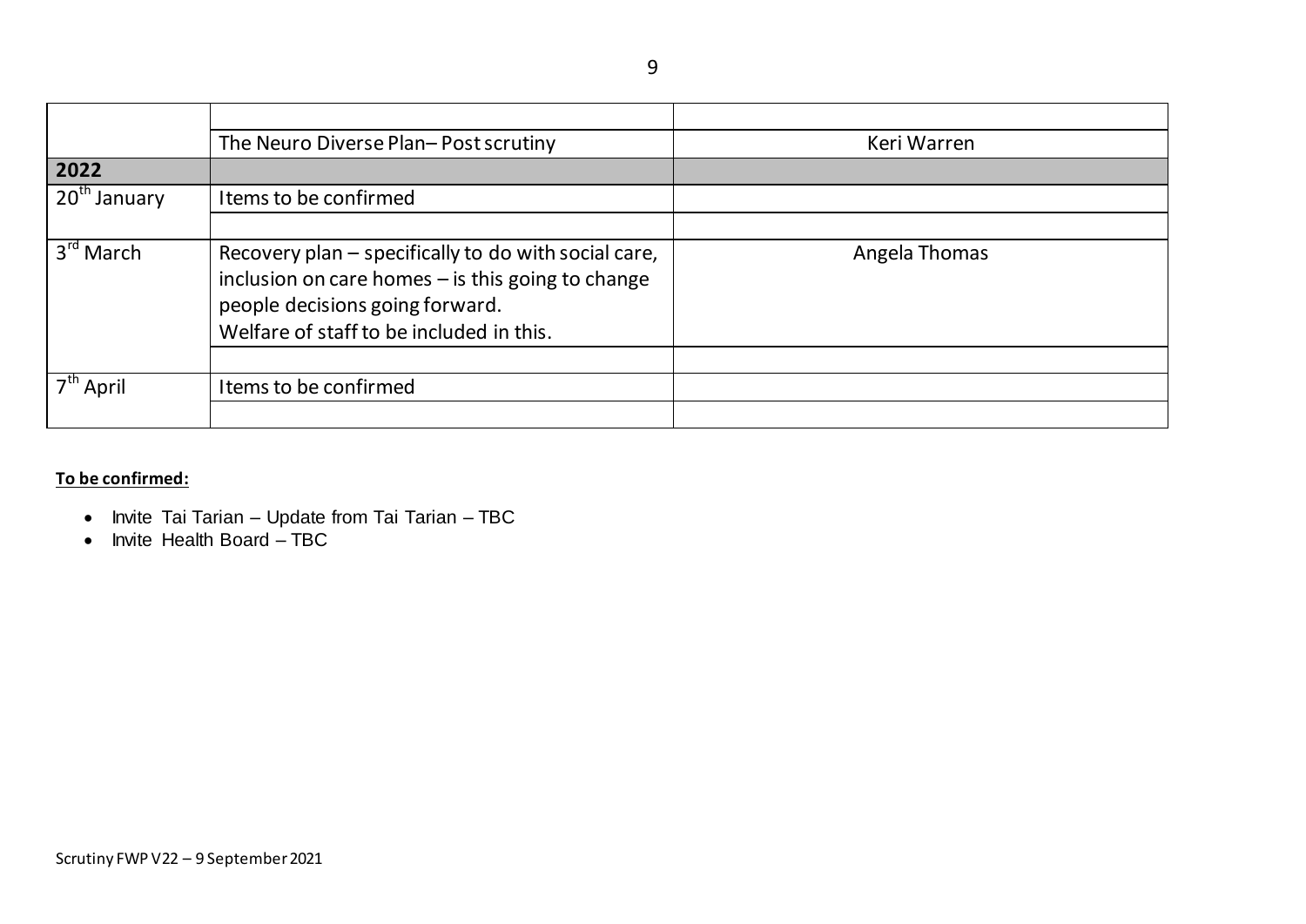| | | |
|---|---|---|
| | | |
| | The Neuro Diverse Plan– Post scrutiny | Keri Warren |
| **2022** | | |
| 20th January | Items to be confirmed | |
| | | |
| 3rd March | Recovery plan – specifically to do with social care, inclusion on care homes – is this going to change people decisions going forward.<br>Welfare of staff to be included in this. | Angela Thomas |
| | | |
| 7th April | Items to be confirmed | |
| | | |

**To be confirmed:**

- Invite Tai Tarian – Update from Tai Tarian – TBC
- Invite Health Board – TBC

Scrutiny FWP V22 – 9 September 2021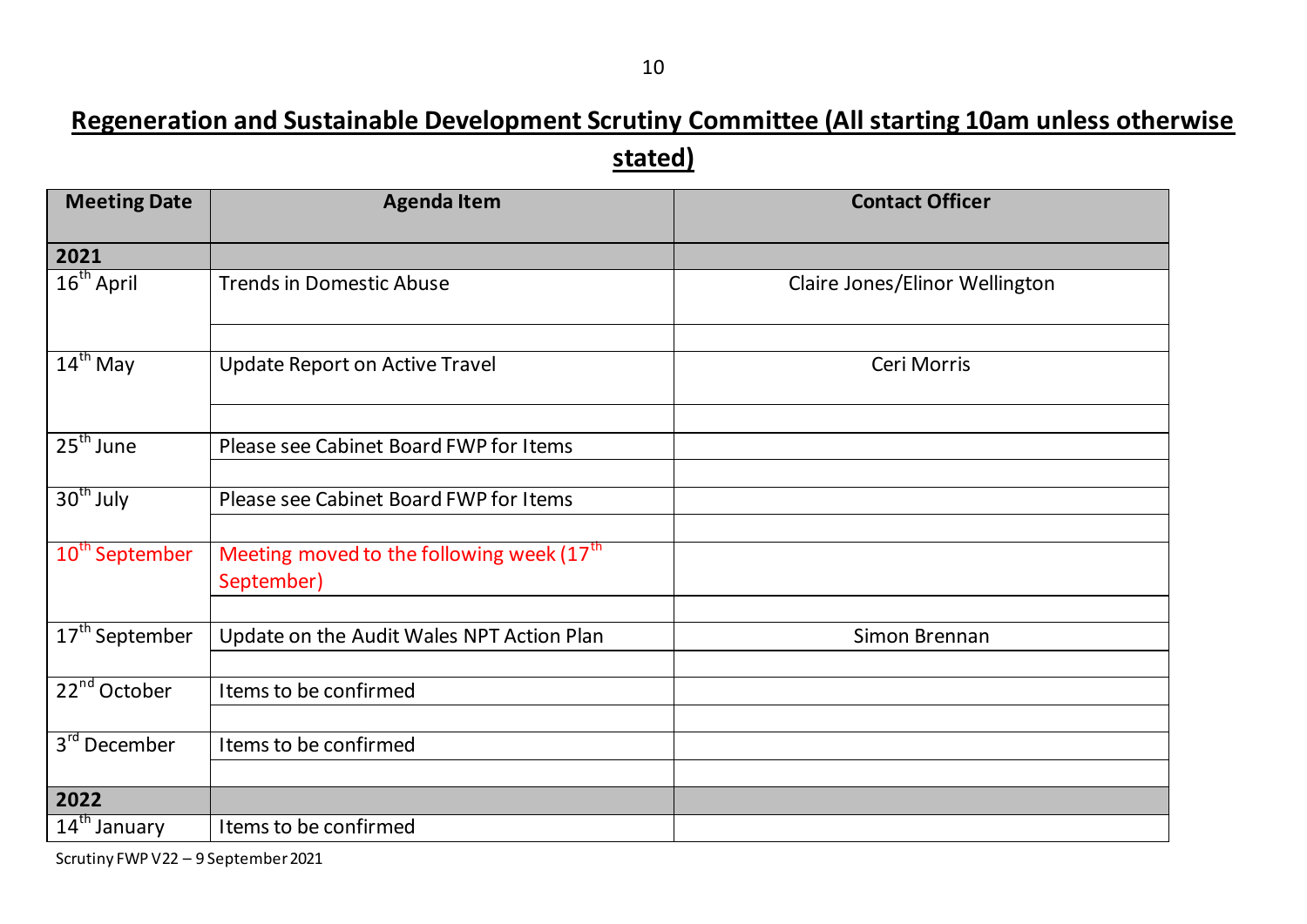## Regeneration and Sustainable Development Scrutiny Committee (All starting 10am unless otherwise stated)

| Meeting Date | Agenda Item | Contact Officer |
|---|---|---|
| **2021** | | |
| 16th April | Trends in Domestic Abuse | Claire Jones/Elinor Wellington |
| | | |
| 14th May | Update Report on Active Travel | Ceri Morris |
| | | |
| 25th June | Please see Cabinet Board FWP for Items | |
| | | |
| 30th July | Please see Cabinet Board FWP for Items | |
| | | |
| 10th September | Meeting moved to the following week (17th September) | |
| | | |
| 17th September | Update on the Audit Wales NPT Action Plan | Simon Brennan |
| | | |
| 22nd October | Items to be confirmed | |
| | | |
| 3rd December | Items to be confirmed | |
| | | |
| **2022** | | |
| 14th January | Items to be confirmed | |

Scrutiny FWP V22 – 9 September 2021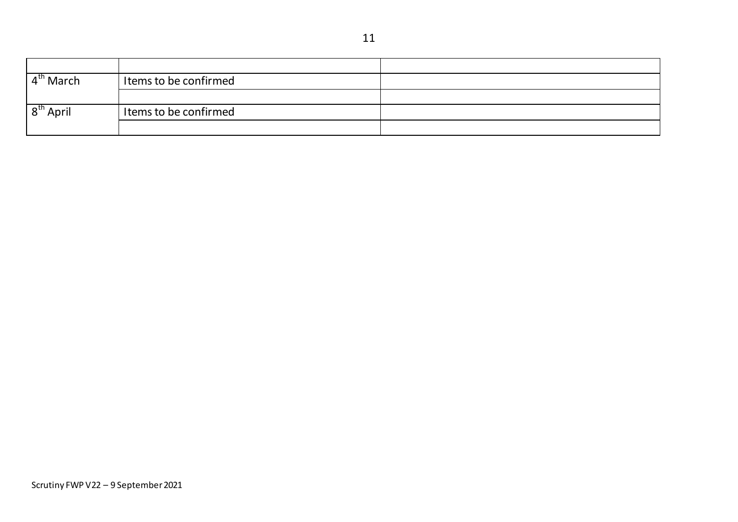| | | |
|---|---|---|
| 4th March | Items to be confirmed | |
| | | |
| 8th April | Items to be confirmed | |
| | | |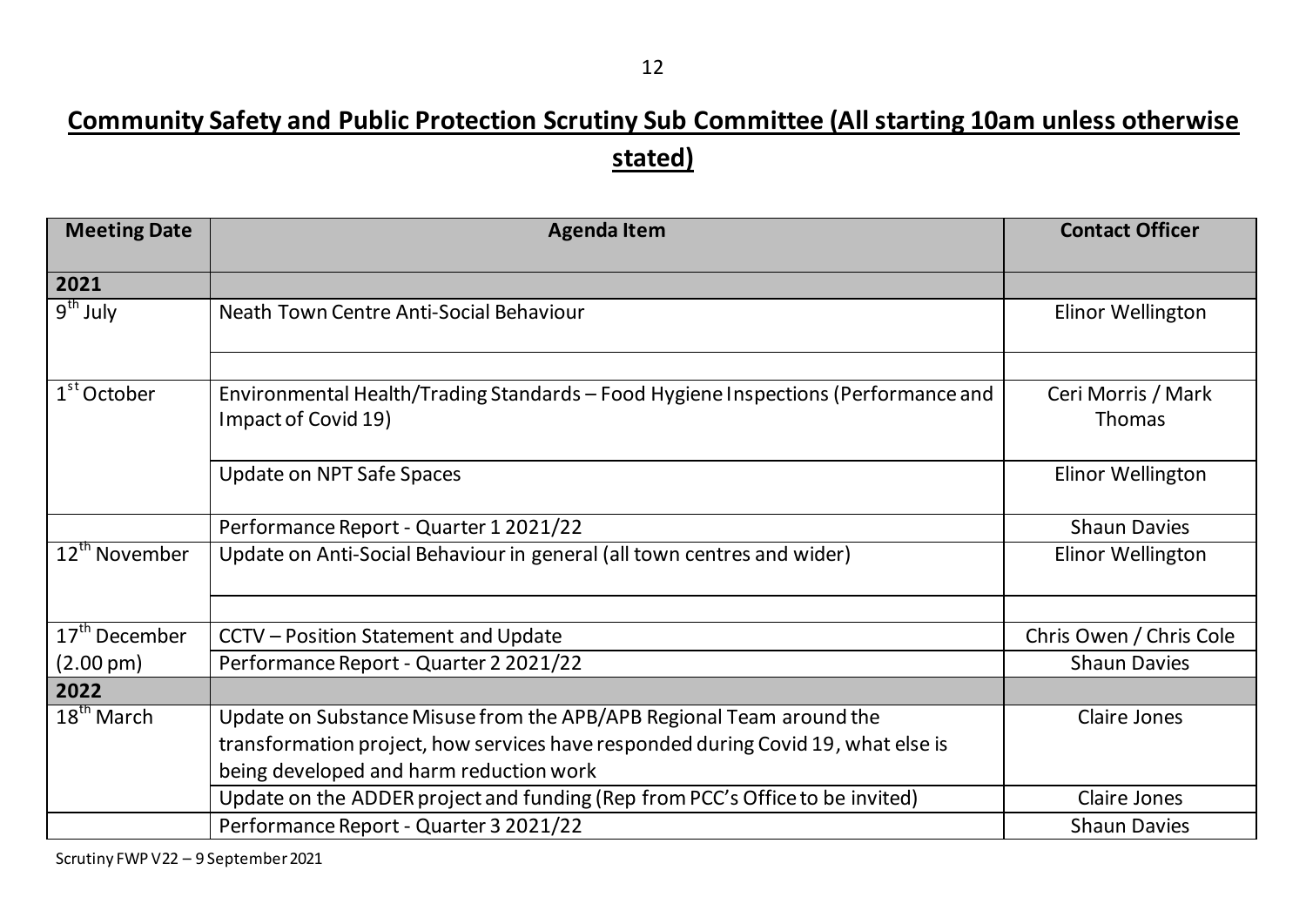**Community Safety and Public Protection Scrutiny Sub Committee (All starting 10am unless otherwise stated)**

| Meeting Date | Agenda Item | Contact Officer |
|---|---|---|
| **2021** | | |
| 9th July | Neath Town Centre Anti-Social Behaviour | Elinor Wellington |
| | | |
| 1st October | Environmental Health/Trading Standards – Food Hygiene Inspections (Performance and Impact of Covid 19) | Ceri Morris / Mark Thomas |
| | Update on NPT Safe Spaces | Elinor Wellington |
| | Performance Report - Quarter 1 2021/22 | Shaun Davies |
| 12th November | Update on Anti-Social Behaviour in general (all town centres and wider) | Elinor Wellington |
| | | |
| 17th December (2.00 pm) | CCTV – Position Statement and Update | Chris Owen / Chris Cole |
| | Performance Report - Quarter 2 2021/22 | Shaun Davies |
| **2022** | | |
| 18th March | Update on Substance Misuse from the APB/APB Regional Team around the transformation project, how services have responded during Covid 19, what else is being developed and harm reduction work | Claire Jones |
| | Update on the ADDER project and funding (Rep from PCC's Office to be invited) | Claire Jones |
| | Performance Report - Quarter 3 2021/22 | Shaun Davies |

Scrutiny FWP V22 – 9 September 2021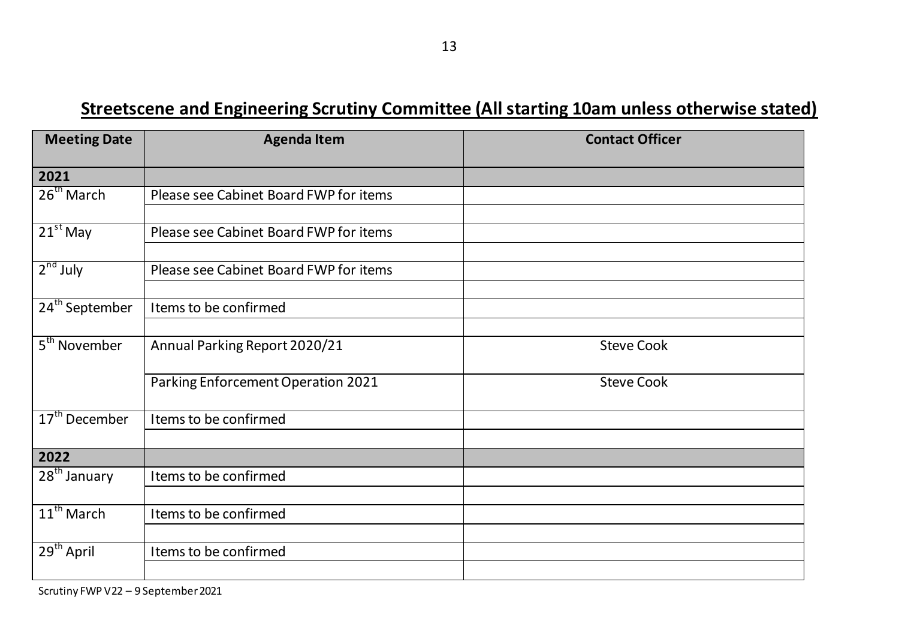## Streetscene and Engineering Scrutiny Committee (All starting 10am unless otherwise stated)

| Meeting Date | Agenda Item | Contact Officer |
|---|---|---|
| **2021** | | |
| 26th March | Please see Cabinet Board FWP for items | |
| | | |
| 21st May | Please see Cabinet Board FWP for items | |
| | | |
| 2nd July | Please see Cabinet Board FWP for items | |
| | | |
| 24th September | Items to be confirmed | |
| | | |
| 5th November | Annual Parking Report 2020/21 | Steve Cook |
| | Parking Enforcement Operation 2021 | Steve Cook |
| 17th December | Items to be confirmed | |
| | | |
| **2022** | | |
| 28th January | Items to be confirmed | |
| | | |
| 11th March | Items to be confirmed | |
| | | |
| 29th April | Items to be confirmed | |
| | | |

Scrutiny FWP V22 – 9 September 2021